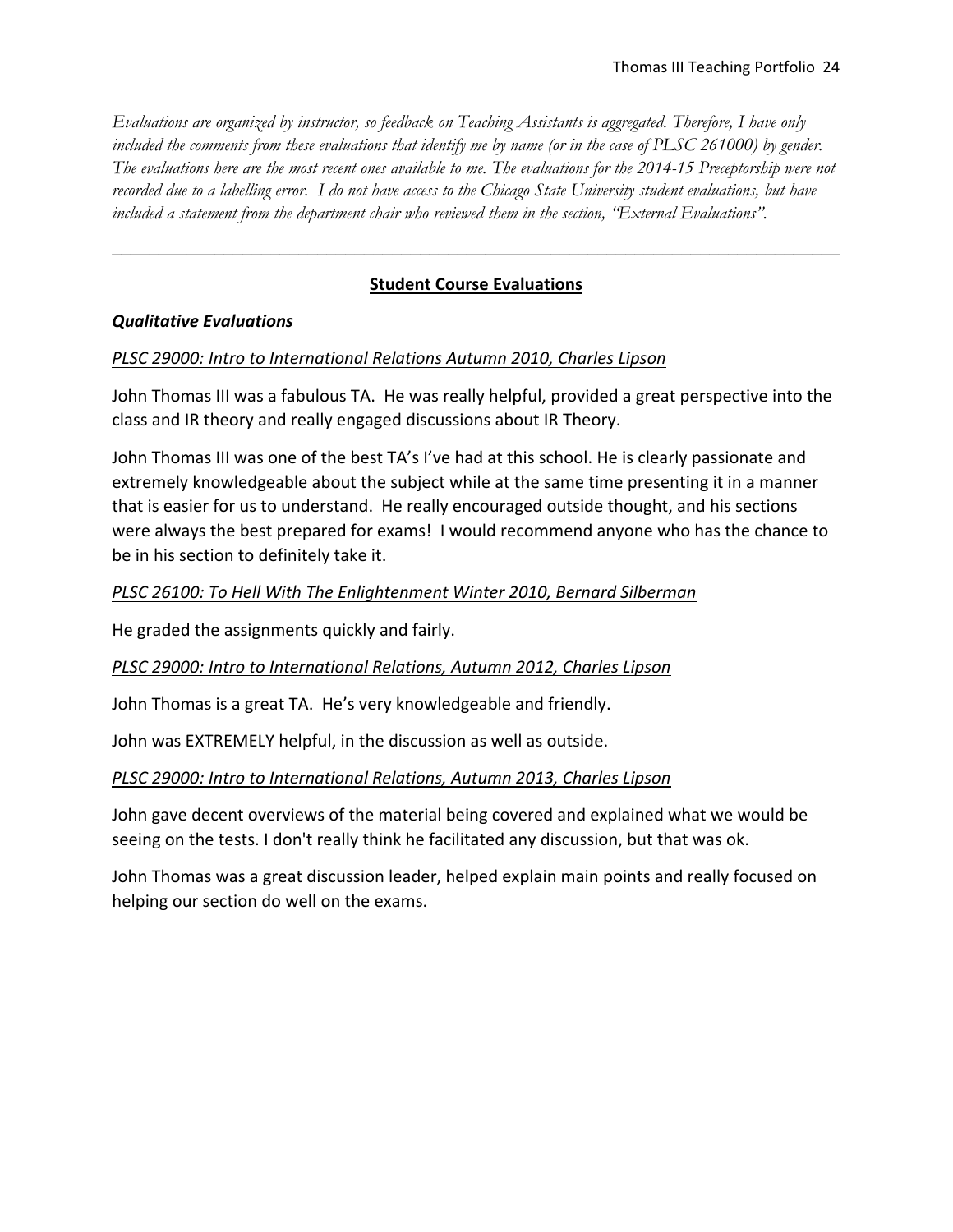*Evaluations are organized by instructor, so feedback on Teaching Assistants is aggregated. Therefore, I have only included the comments from these evaluations that identify me by name (or in the case of PLSC 261000) by gender. The evaluations here are the most recent ones available to me. The evaluations for the 2014-15 Preceptorship were not recorded due to a labelling error. I do not have access to the Chicago State University student evaluations, but have included a statement from the department chair who reviewed them in the section, "External Evaluations".*

---

## Student Course Evaluations

### *Qualitative Evaluations*

*PLSC 29000: Intro to International Relations Autumn 2010, Charles Lipson*

John Thomas III was a fabulous TA. He was really helpful, provided a great perspective into the class and IR theory and really engaged discussions about IR Theory.

John Thomas III was one of the best TA's I've had at this school. He is clearly passionate and extremely knowledgeable about the subject while at the same time presenting it in a manner that is easier for us to understand. He really encouraged outside thought, and his sections were always the best prepared for exams! I would recommend anyone who has the chance to be in his section to definitely take it.

*PLSC 26100: To Hell With The Enlightenment Winter 2010, Bernard Silberman*

He graded the assignments quickly and fairly.

*PLSC 29000: Intro to International Relations, Autumn 2012, Charles Lipson*

John Thomas is a great TA. He's very knowledgeable and friendly.

John was EXTREMELY helpful, in the discussion as well as outside.

*PLSC 29000: Intro to International Relations, Autumn 2013, Charles Lipson*

John gave decent overviews of the material being covered and explained what we would be seeing on the tests. I don't really think he facilitated any discussion, but that was ok.

John Thomas was a great discussion leader, helped explain main points and really focused on helping our section do well on the exams.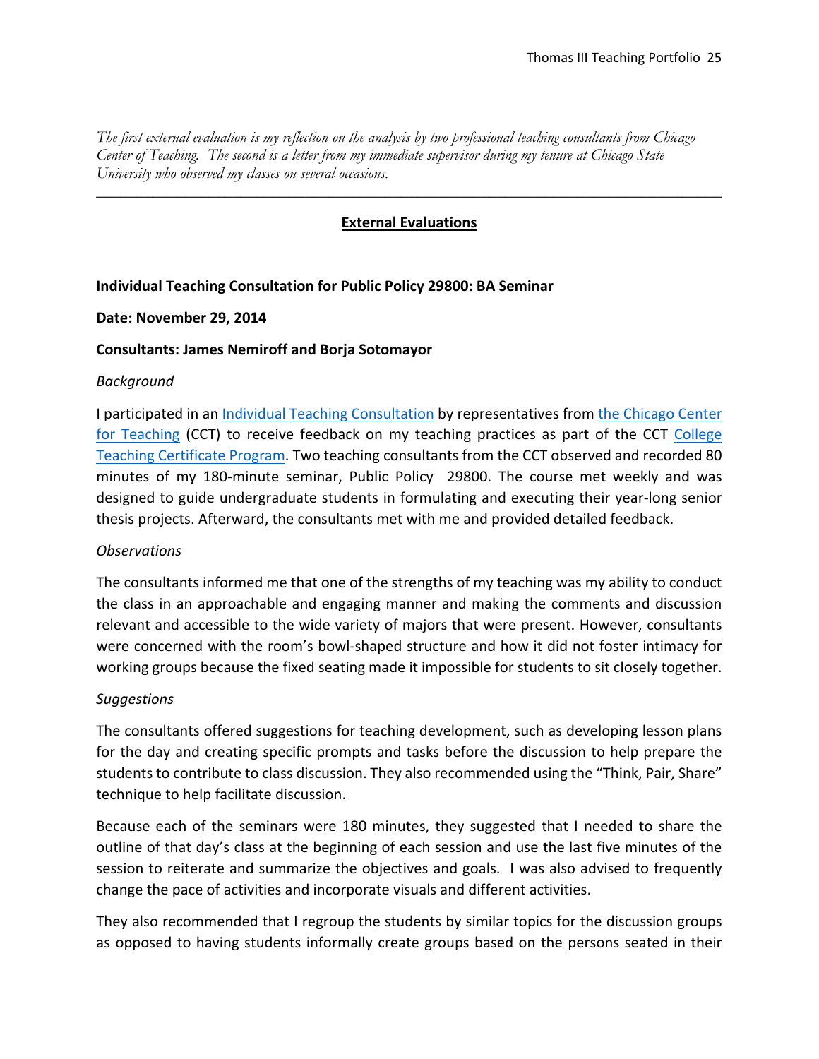*The first external evaluation is my reflection on the analysis by two professional teaching consultants from Chicago Center of Teaching. The second is a letter from my immediate supervisor during my tenure at Chicago State University who observed my classes on several occasions.*

---

## External Evaluations

**Individual Teaching Consultation for Public Policy 29800: BA Seminar**

**Date: November 29, 2014**

**Consultants: James Nemiroff and Borja Sotomayor**

*Background*

I participated in an Individual Teaching Consultation by representatives from the Chicago Center for Teaching (CCT) to receive feedback on my teaching practices as part of the CCT College Teaching Certificate Program. Two teaching consultants from the CCT observed and recorded 80 minutes of my 180-minute seminar, Public Policy 29800. The course met weekly and was designed to guide undergraduate students in formulating and executing their year-long senior thesis projects. Afterward, the consultants met with me and provided detailed feedback.

*Observations*

The consultants informed me that one of the strengths of my teaching was my ability to conduct the class in an approachable and engaging manner and making the comments and discussion relevant and accessible to the wide variety of majors that were present. However, consultants were concerned with the room's bowl-shaped structure and how it did not foster intimacy for working groups because the fixed seating made it impossible for students to sit closely together.

*Suggestions*

The consultants offered suggestions for teaching development, such as developing lesson plans for the day and creating specific prompts and tasks before the discussion to help prepare the students to contribute to class discussion. They also recommended using the "Think, Pair, Share" technique to help facilitate discussion.

Because each of the seminars were 180 minutes, they suggested that I needed to share the outline of that day's class at the beginning of each session and use the last five minutes of the session to reiterate and summarize the objectives and goals. I was also advised to frequently change the pace of activities and incorporate visuals and different activities.

They also recommended that I regroup the students by similar topics for the discussion groups as opposed to having students informally create groups based on the persons seated in their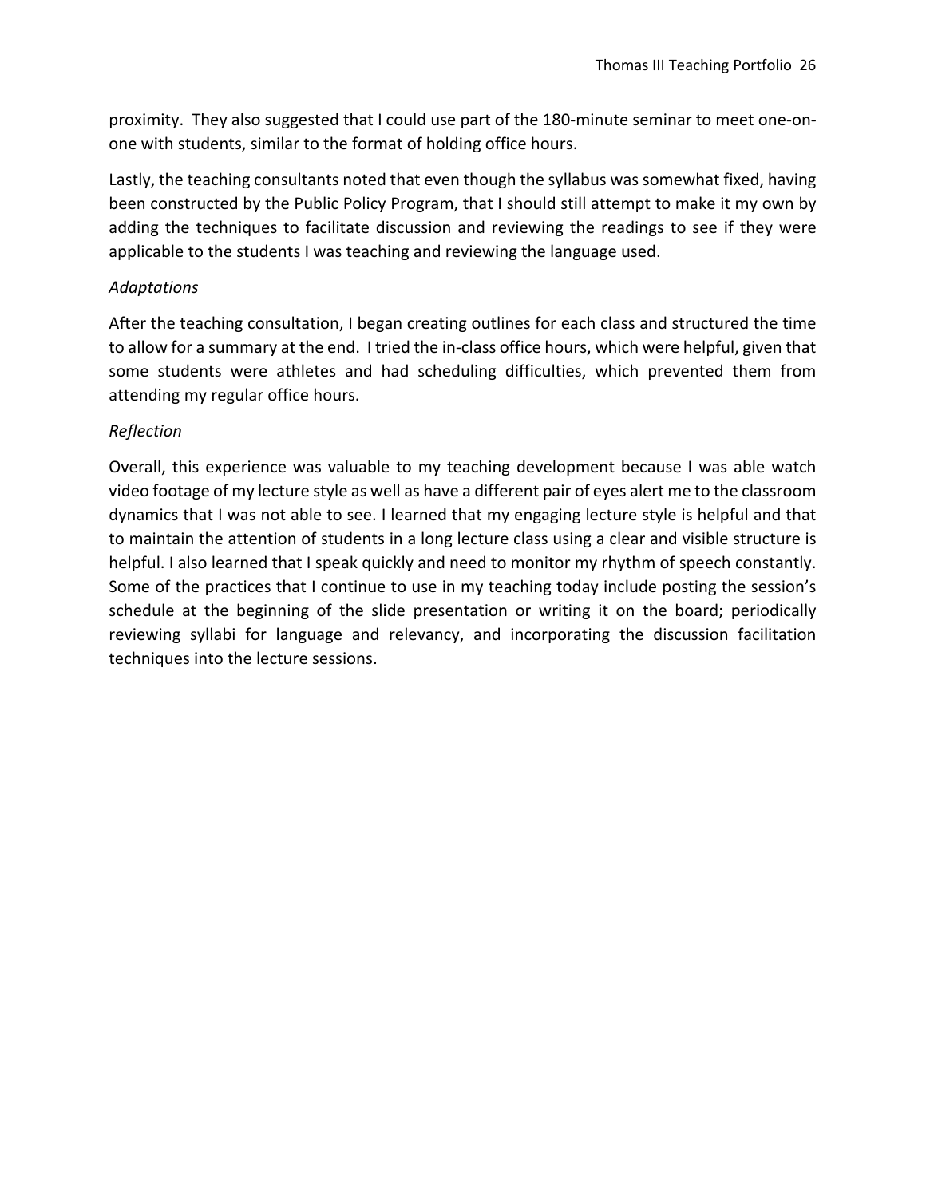proximity. They also suggested that I could use part of the 180-minute seminar to meet one-on-one with students, similar to the format of holding office hours.

Lastly, the teaching consultants noted that even though the syllabus was somewhat fixed, having been constructed by the Public Policy Program, that I should still attempt to make it my own by adding the techniques to facilitate discussion and reviewing the readings to see if they were applicable to the students I was teaching and reviewing the language used.

*Adaptations*

After the teaching consultation, I began creating outlines for each class and structured the time to allow for a summary at the end. I tried the in-class office hours, which were helpful, given that some students were athletes and had scheduling difficulties, which prevented them from attending my regular office hours.

*Reflection*

Overall, this experience was valuable to my teaching development because I was able watch video footage of my lecture style as well as have a different pair of eyes alert me to the classroom dynamics that I was not able to see. I learned that my engaging lecture style is helpful and that to maintain the attention of students in a long lecture class using a clear and visible structure is helpful. I also learned that I speak quickly and need to monitor my rhythm of speech constantly. Some of the practices that I continue to use in my teaching today include posting the session's schedule at the beginning of the slide presentation or writing it on the board; periodically reviewing syllabi for language and relevancy, and incorporating the discussion facilitation techniques into the lecture sessions.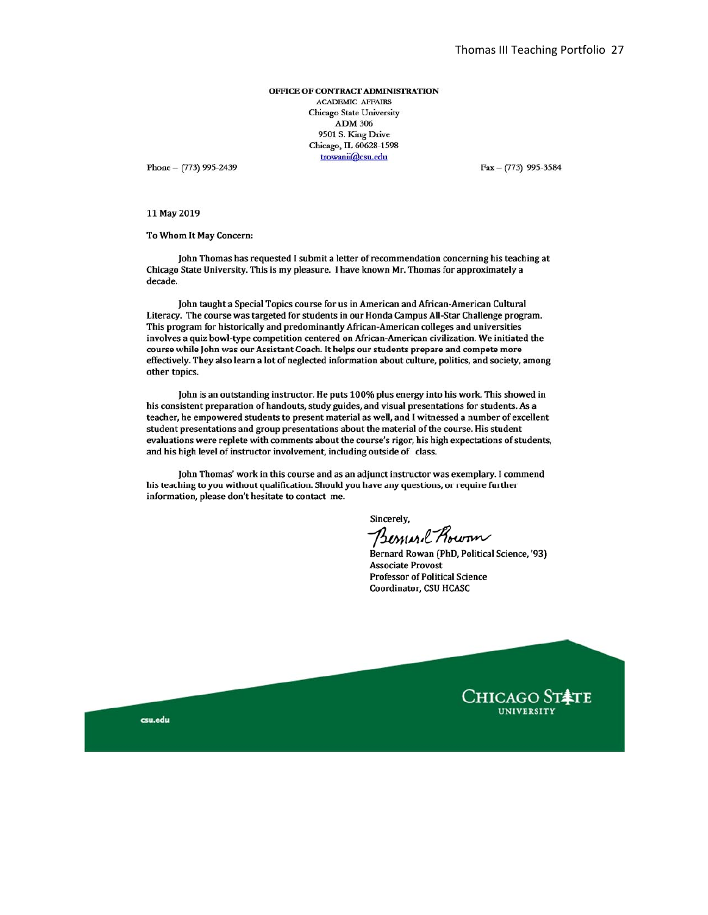**OFFICE OF CONTRACT ADMINISTRATION**
ACADEMIC AFFAIRS
Chicago State University
ADM 306
9501 S. King Drive
Chicago, IL 60628-1598
trowanii@csu.edu

Phone – (773) 995-2439

Fax – (773) 995-3584

11 May 2019

To Whom It May Concern:

John Thomas has requested I submit a letter of recommendation concerning his teaching at Chicago State University. This is my pleasure. I have known Mr. Thomas for approximately a decade.

John taught a Special Topics course for us in American and African-American Cultural Literacy. The course was targeted for students in our Honda Campus All-Star Challenge program. This program for historically and predominantly African-American colleges and universities involves a quiz bowl-type competition centered on African-American civilization. We initiated the course while John was our Assistant Coach. It helps our students prepare and compete more effectively. They also learn a lot of neglected information about culture, politics, and society, among other topics.

John is an outstanding instructor. He puts 100% plus energy into his work. This showed in his consistent preparation of handouts, study guides, and visual presentations for students. As a teacher, he empowered students to present material as well, and I witnessed a number of excellent student presentations and group presentations about the material of the course. His student evaluations were replete with comments about the course's rigor, his high expectations of students, and his high level of instructor involvement, including outside of class.

John Thomas' work in this course and as an adjunct instructor was exemplary. I commend his teaching to you without qualification. Should you have any questions, or require further information, please don't hesitate to contact me.

Sincerely,

Bernard Rowan

Bernard Rowan (PhD, Political Science, '93)
Associate Provost
Professor of Political Science
Coordinator, CSU HCASC

csu.edu

CHICAGO STATE UNIVERSITY